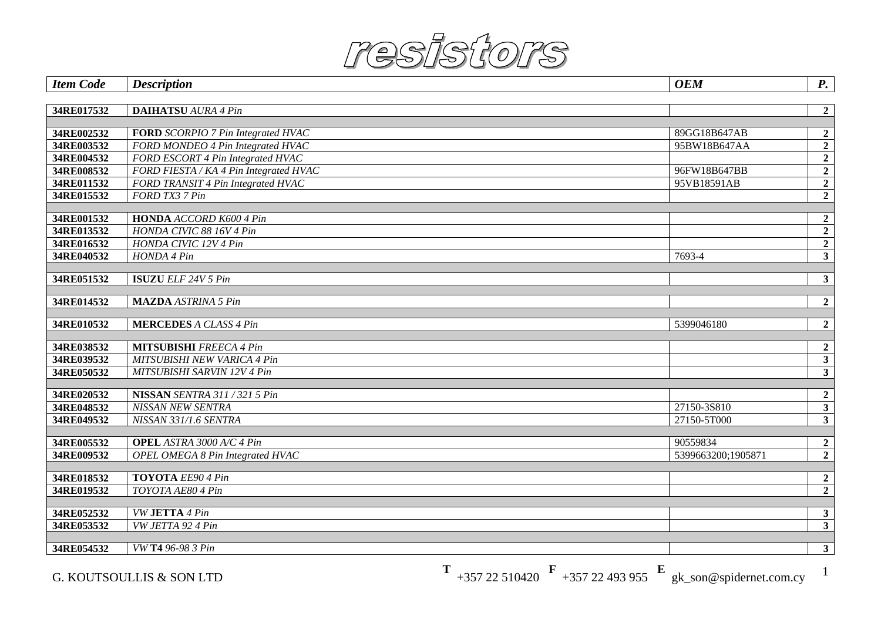# resistors

| Item Code | Description | OEM | P. |
|---|---|---|---|
| 34RE017532 | **DAIHATSU** *AURA 4 Pin* | | 2 |
| | | | |
| 34RE002532 | **FORD** *SCORPIO 7 Pin Integrated HVAC* | 89GG18B647AB | 2 |
| 34RE003532 | *FORD MONDEO 4 Pin Integrated HVAC* | 95BW18B647AA | 2 |
| 34RE004532 | *FORD ESCORT 4 Pin Integrated HVAC* | | 2 |
| 34RE008532 | *FORD FIESTA / KA 4 Pin Integrated HVAC* | 96FW18B647BB | 2 |
| 34RE011532 | *FORD TRANSIT 4 Pin Integrated HVAC* | 95VB18591AB | 2 |
| 34RE015532 | *FORD TX3 7 Pin* | | 2 |
| | | | |
| 34RE001532 | **HONDA** *ACCORD K600 4 Pin* | | 2 |
| 34RE013532 | *HONDA CIVIC 88 16V 4 Pin* | | 2 |
| 34RE016532 | *HONDA CIVIC 12V 4 Pin* | | 2 |
| 34RE040532 | *HONDA 4 Pin* | 7693-4 | 3 |
| | | | |
| 34RE051532 | **ISUZU** *ELF 24V 5 Pin* | | 3 |
| | | | |
| 34RE014532 | **MAZDA** *ASTRINA 5 Pin* | | 2 |
| | | | |
| 34RE010532 | **MERCEDES** *A CLASS 4 Pin* | 5399046180 | 2 |
| | | | |
| 34RE038532 | **MITSUBISHI** *FREECA 4 Pin* | | 2 |
| 34RE039532 | *MITSUBISHI NEW VARICA 4 Pin* | | 3 |
| 34RE050532 | *MITSUBISHI SARVIN 12V 4 Pin* | | 3 |
| | | | |
| 34RE020532 | **NISSAN** *SENTRA 311 / 321 5 Pin* | | 2 |
| 34RE048532 | *NISSAN NEW SENTRA* | 27150-3S810 | 3 |
| 34RE049532 | *NISSAN 331/1.6 SENTRA* | 27150-5T000 | 3 |
| | | | |
| 34RE005532 | **OPEL** *ASTRA 3000 A/C 4 Pin* | 90559834 | 2 |
| 34RE009532 | *OPEL OMEGA 8 Pin Integrated HVAC* | 5399663200;1905871 | 2 |
| | | | |
| 34RE018532 | **TOYOTA** *EE90 4 Pin* | | 2 |
| 34RE019532 | *TOYOTA AE80 4 Pin* | | 2 |
| | | | |
| 34RE052532 | *VW* **JETTA** *4 Pin* | | 3 |
| 34RE053532 | *VW JETTA 92 4 Pin* | | 3 |
| | | | |
| 34RE054532 | *VW* **T4** *96-98 3 Pin* | | 3 |

G. KOUTSOULLIS & SON LTD **T** +357 22 510420 **F** +357 22 493 955 **E** gk_son@spidernet.com.cy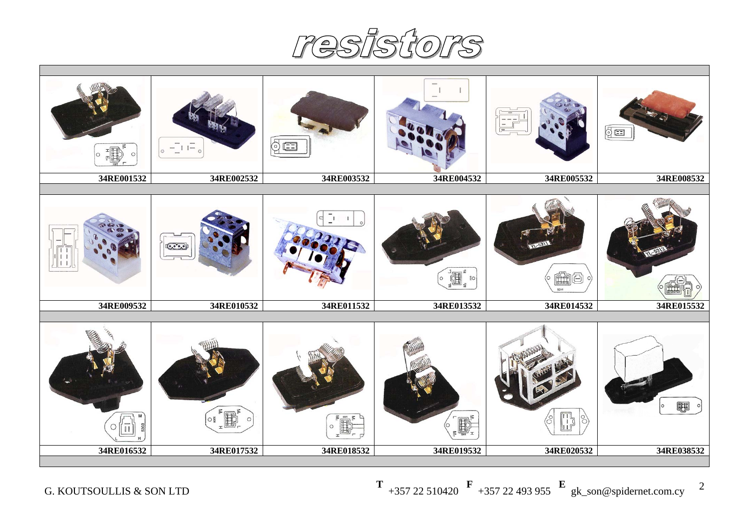# resistors

| | | | | | |
|---|---|---|---|---|---|
| 34RE001532 | 34RE002532 | 34RE003532 | 34RE004532 | 34RE005532 | 34RE008532 |
| 34RE009532 | 34RE010532 | 34RE011532 | 34RE013532 | 34RE014532 | 34RE015532 |
| 34RE016532 | 34RE017532 | 34RE018532 | 34RE019532 | 34RE020532 | 34RE038532 |

G. KOUTSOULLIS & SON LTD T +357 22 510420 F +357 22 493 955 E gk_son@spidernet.com.cy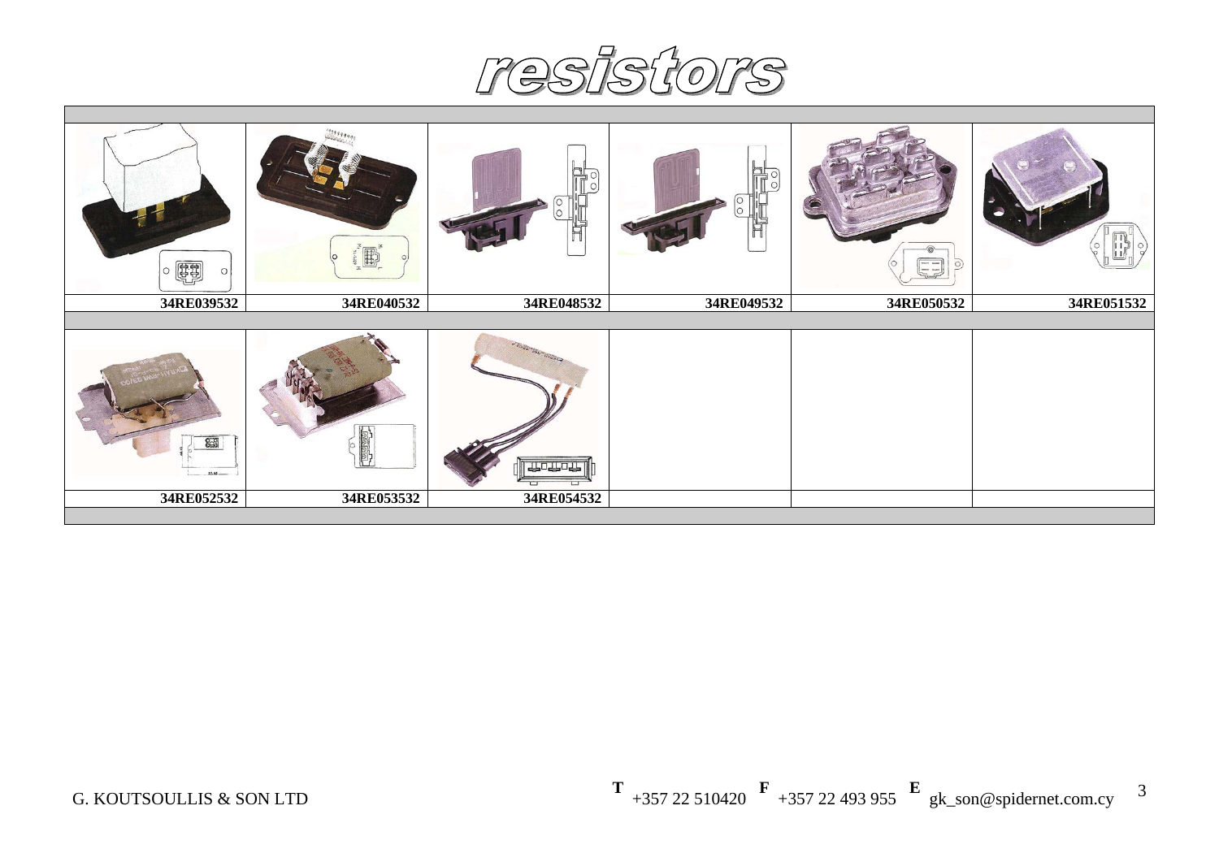# resistors

| | | | | | |
|---|---|---|---|---|---|
| 34RE039532 | 34RE040532 | 34RE048532 | 34RE049532 | 34RE050532 | 34RE051532 |
| 34RE052532 | 34RE053532 | 34RE054532 | | | |

G. KOUTSOULLIS & SON LTD T +357 22 510420 F +357 22 493 955 E gk_son@spidernet.com.cy